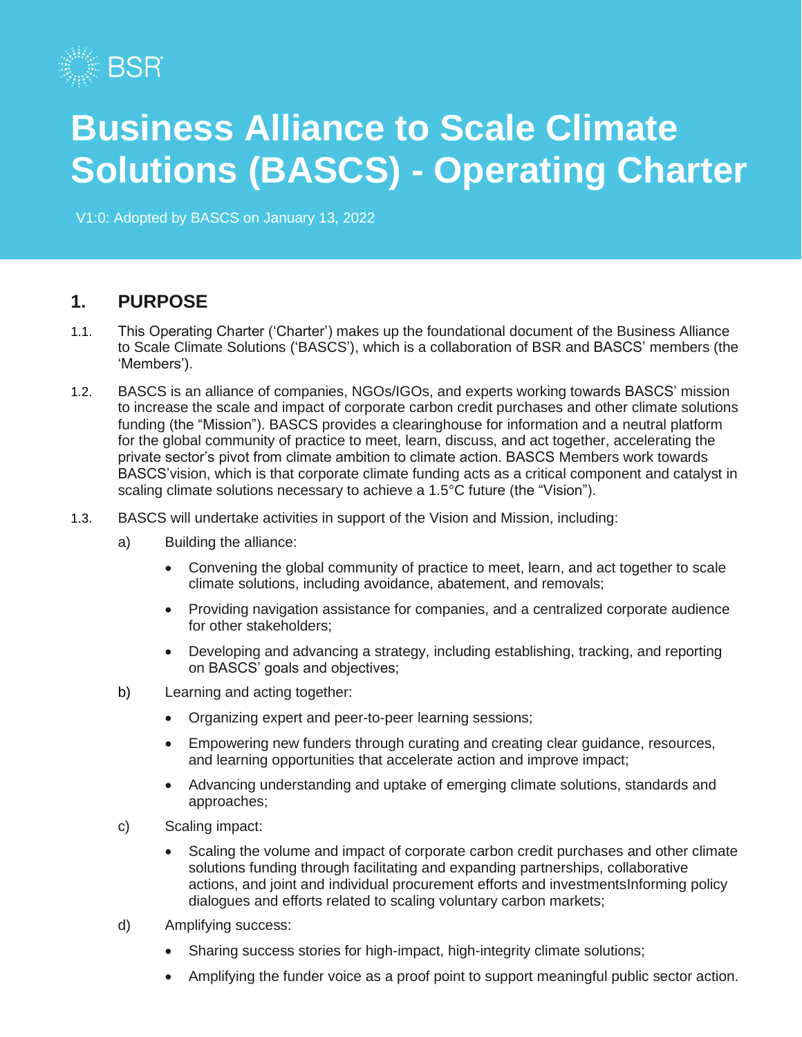BSR

# Business Alliance to Scale Climate Solutions (BASCS) - Operating Charter

V1:0: Adopted by BASCS on January 13, 2022

## 1. PURPOSE

1.1. This Operating Charter ('Charter') makes up the foundational document of the Business Alliance to Scale Climate Solutions ('BASCS'), which is a collaboration of BSR and BASCS' members (the 'Members').

1.2. BASCS is an alliance of companies, NGOs/IGOs, and experts working towards BASCS' mission to increase the scale and impact of corporate carbon credit purchases and other climate solutions funding (the "Mission"). BASCS provides a clearinghouse for information and a neutral platform for the global community of practice to meet, learn, discuss, and act together, accelerating the private sector's pivot from climate ambition to climate action. BASCS Members work towards BASCS'vision, which is that corporate climate funding acts as a critical component and catalyst in scaling climate solutions necessary to achieve a 1.5°C future (the "Vision").

1.3. BASCS will undertake activities in support of the Vision and Mission, including:

a) Building the alliance:

- Convening the global community of practice to meet, learn, and act together to scale climate solutions, including avoidance, abatement, and removals;
- Providing navigation assistance for companies, and a centralized corporate audience for other stakeholders;
- Developing and advancing a strategy, including establishing, tracking, and reporting on BASCS' goals and objectives;

b) Learning and acting together:

- Organizing expert and peer-to-peer learning sessions;
- Empowering new funders through curating and creating clear guidance, resources, and learning opportunities that accelerate action and improve impact;
- Advancing understanding and uptake of emerging climate solutions, standards and approaches;

c) Scaling impact:

- Scaling the volume and impact of corporate carbon credit purchases and other climate solutions funding through facilitating and expanding partnerships, collaborative actions, and joint and individual procurement efforts and investmentsInforming policy dialogues and efforts related to scaling voluntary carbon markets;

d) Amplifying success:

- Sharing success stories for high-impact, high-integrity climate solutions;
- Amplifying the funder voice as a proof point to support meaningful public sector action.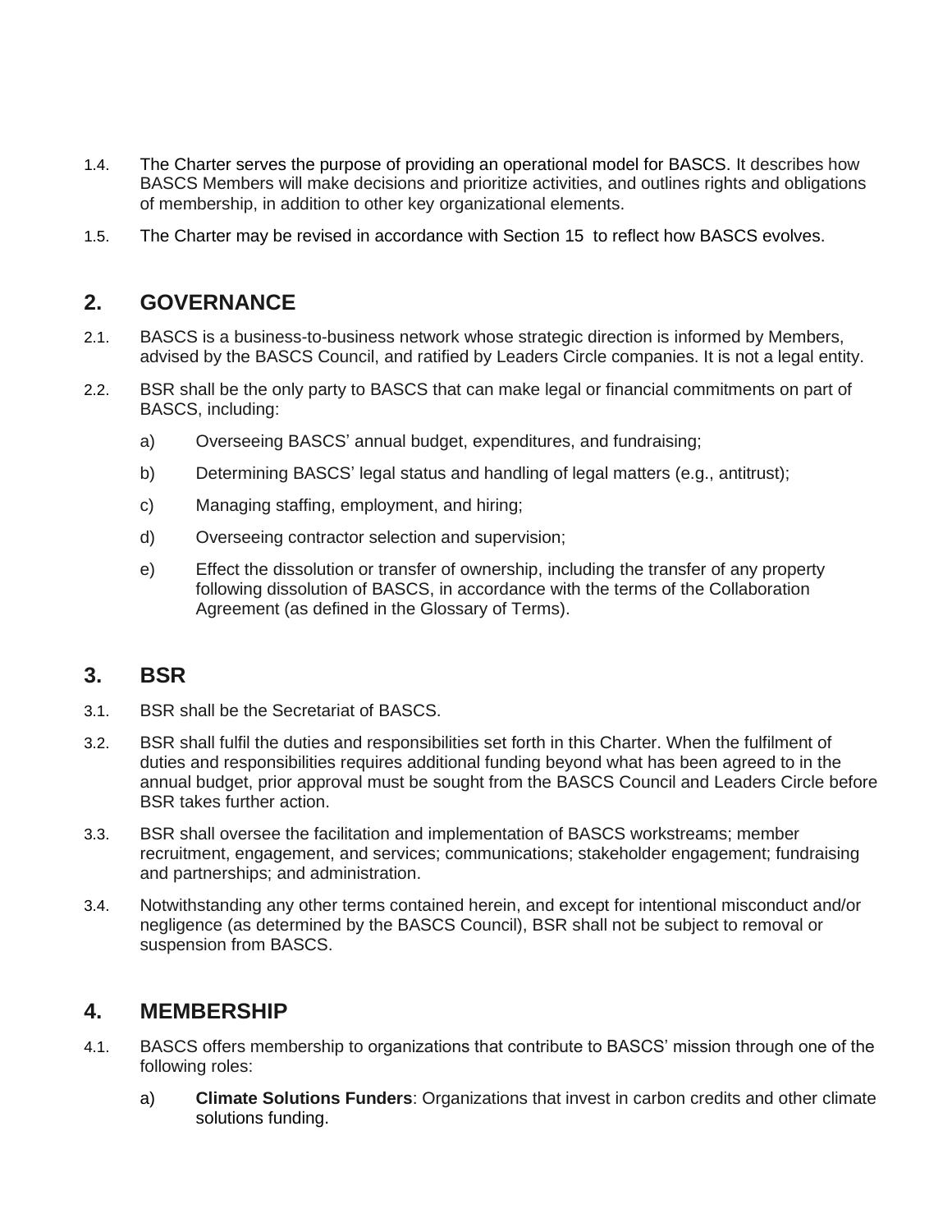1.4. The Charter serves the purpose of providing an operational model for BASCS. It describes how BASCS Members will make decisions and prioritize activities, and outlines rights and obligations of membership, in addition to other key organizational elements.

1.5. The Charter may be revised in accordance with Section 15 to reflect how BASCS evolves.

## 2. GOVERNANCE

2.1. BASCS is a business-to-business network whose strategic direction is informed by Members, advised by the BASCS Council, and ratified by Leaders Circle companies. It is not a legal entity.

2.2. BSR shall be the only party to BASCS that can make legal or financial commitments on part of BASCS, including:

a) Overseeing BASCS' annual budget, expenditures, and fundraising;

b) Determining BASCS' legal status and handling of legal matters (e.g., antitrust);

c) Managing staffing, employment, and hiring;

d) Overseeing contractor selection and supervision;

e) Effect the dissolution or transfer of ownership, including the transfer of any property following dissolution of BASCS, in accordance with the terms of the Collaboration Agreement (as defined in the Glossary of Terms).

## 3. BSR

3.1. BSR shall be the Secretariat of BASCS.

3.2. BSR shall fulfil the duties and responsibilities set forth in this Charter. When the fulfilment of duties and responsibilities requires additional funding beyond what has been agreed to in the annual budget, prior approval must be sought from the BASCS Council and Leaders Circle before BSR takes further action.

3.3. BSR shall oversee the facilitation and implementation of BASCS workstreams; member recruitment, engagement, and services; communications; stakeholder engagement; fundraising and partnerships; and administration.

3.4. Notwithstanding any other terms contained herein, and except for intentional misconduct and/or negligence (as determined by the BASCS Council), BSR shall not be subject to removal or suspension from BASCS.

## 4. MEMBERSHIP

4.1. BASCS offers membership to organizations that contribute to BASCS' mission through one of the following roles:

a) **Climate Solutions Funders**: Organizations that invest in carbon credits and other climate solutions funding.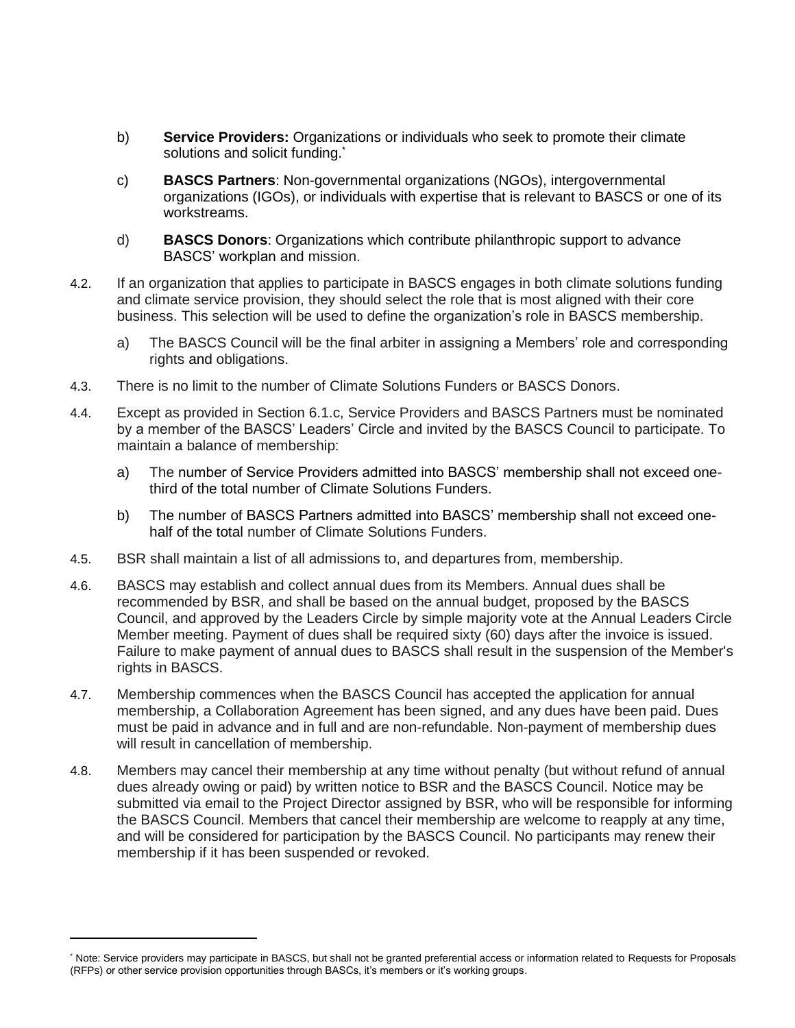b) **Service Providers:** Organizations or individuals who seek to promote their climate solutions and solicit funding.*

c) **BASCS Partners**: Non-governmental organizations (NGOs), intergovernmental organizations (IGOs), or individuals with expertise that is relevant to BASCS or one of its workstreams.

d) **BASCS Donors**: Organizations which contribute philanthropic support to advance BASCS' workplan and mission.

4.2. If an organization that applies to participate in BASCS engages in both climate solutions funding and climate service provision, they should select the role that is most aligned with their core business. This selection will be used to define the organization's role in BASCS membership.

a) The BASCS Council will be the final arbiter in assigning a Members' role and corresponding rights and obligations.

4.3. There is no limit to the number of Climate Solutions Funders or BASCS Donors.

4.4. Except as provided in Section 6.1.c, Service Providers and BASCS Partners must be nominated by a member of the BASCS' Leaders' Circle and invited by the BASCS Council to participate. To maintain a balance of membership:

a) The number of Service Providers admitted into BASCS' membership shall not exceed one-third of the total number of Climate Solutions Funders.

b) The number of BASCS Partners admitted into BASCS' membership shall not exceed one-half of the total number of Climate Solutions Funders.

4.5. BSR shall maintain a list of all admissions to, and departures from, membership.

4.6. BASCS may establish and collect annual dues from its Members. Annual dues shall be recommended by BSR, and shall be based on the annual budget, proposed by the BASCS Council, and approved by the Leaders Circle by simple majority vote at the Annual Leaders Circle Member meeting. Payment of dues shall be required sixty (60) days after the invoice is issued. Failure to make payment of annual dues to BASCS shall result in the suspension of the Member's rights in BASCS.

4.7. Membership commences when the BASCS Council has accepted the application for annual membership, a Collaboration Agreement has been signed, and any dues have been paid. Dues must be paid in advance and in full and are non-refundable. Non-payment of membership dues will result in cancellation of membership.

4.8. Members may cancel their membership at any time without penalty (but without refund of annual dues already owing or paid) by written notice to BSR and the BASCS Council. Notice may be submitted via email to the Project Director assigned by BSR, who will be responsible for informing the BASCS Council. Members that cancel their membership are welcome to reapply at any time, and will be considered for participation by the BASCS Council. No participants may renew their membership if it has been suspended or revoked.

---

* Note: Service providers may participate in BASCS, but shall not be granted preferential access or information related to Requests for Proposals (RFPs) or other service provision opportunities through BASCs, it's members or it's working groups.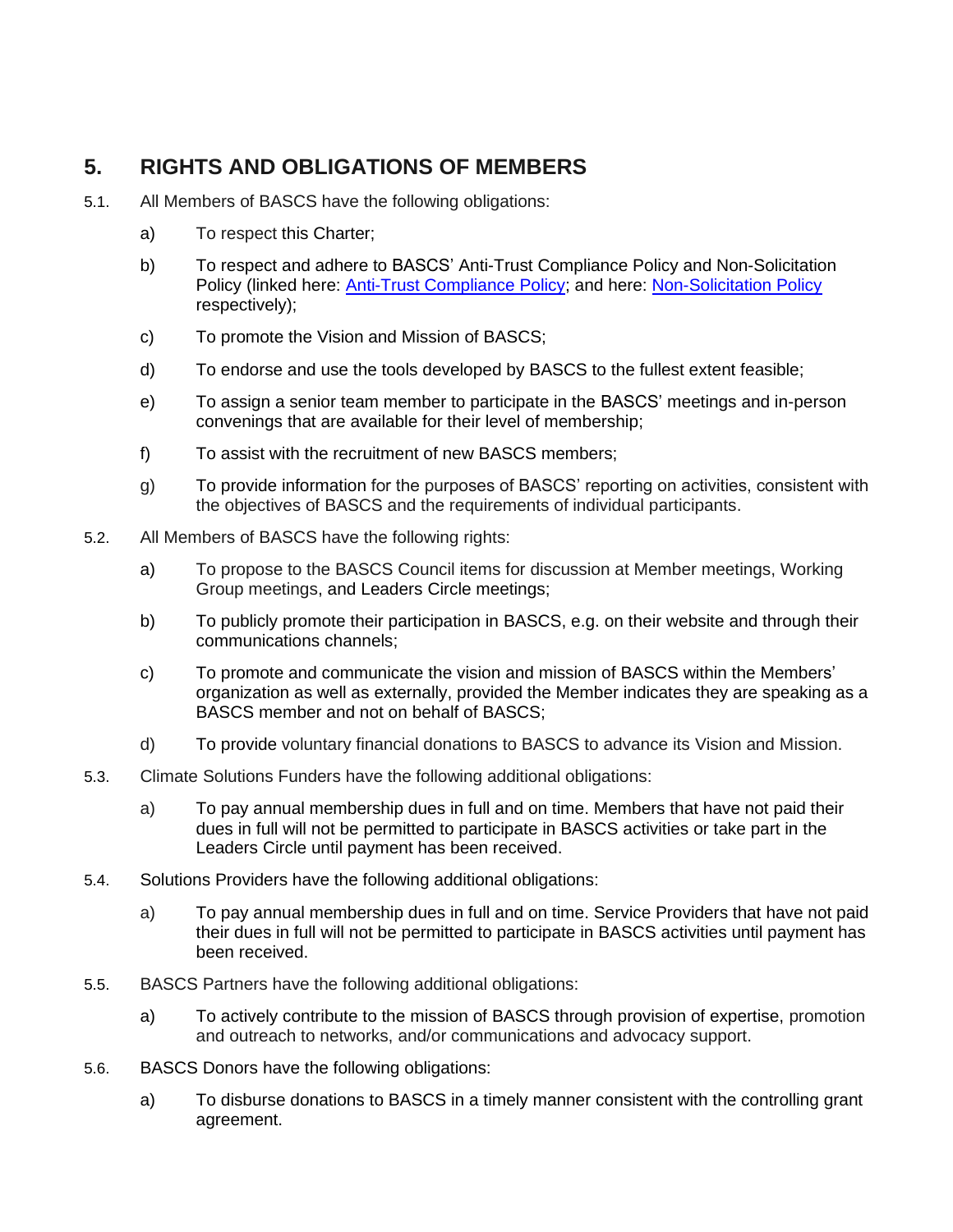## 5. RIGHTS AND OBLIGATIONS OF MEMBERS

5.1. All Members of BASCS have the following obligations:

a) To respect this Charter;

b) To respect and adhere to BASCS' Anti-Trust Compliance Policy and Non-Solicitation Policy (linked here: Anti-Trust Compliance Policy; and here: Non-Solicitation Policy respectively);

c) To promote the Vision and Mission of BASCS;

d) To endorse and use the tools developed by BASCS to the fullest extent feasible;

e) To assign a senior team member to participate in the BASCS' meetings and in-person convenings that are available for their level of membership;

f) To assist with the recruitment of new BASCS members;

g) To provide information for the purposes of BASCS' reporting on activities, consistent with the objectives of BASCS and the requirements of individual participants.

5.2. All Members of BASCS have the following rights:

a) To propose to the BASCS Council items for discussion at Member meetings, Working Group meetings, and Leaders Circle meetings;

b) To publicly promote their participation in BASCS, e.g. on their website and through their communications channels;

c) To promote and communicate the vision and mission of BASCS within the Members' organization as well as externally, provided the Member indicates they are speaking as a BASCS member and not on behalf of BASCS;

d) To provide voluntary financial donations to BASCS to advance its Vision and Mission.

5.3. Climate Solutions Funders have the following additional obligations:

a) To pay annual membership dues in full and on time. Members that have not paid their dues in full will not be permitted to participate in BASCS activities or take part in the Leaders Circle until payment has been received.

5.4. Solutions Providers have the following additional obligations:

a) To pay annual membership dues in full and on time. Service Providers that have not paid their dues in full will not be permitted to participate in BASCS activities until payment has been received.

5.5. BASCS Partners have the following additional obligations:

a) To actively contribute to the mission of BASCS through provision of expertise, promotion and outreach to networks, and/or communications and advocacy support.

5.6. BASCS Donors have the following obligations:

a) To disburse donations to BASCS in a timely manner consistent with the controlling grant agreement.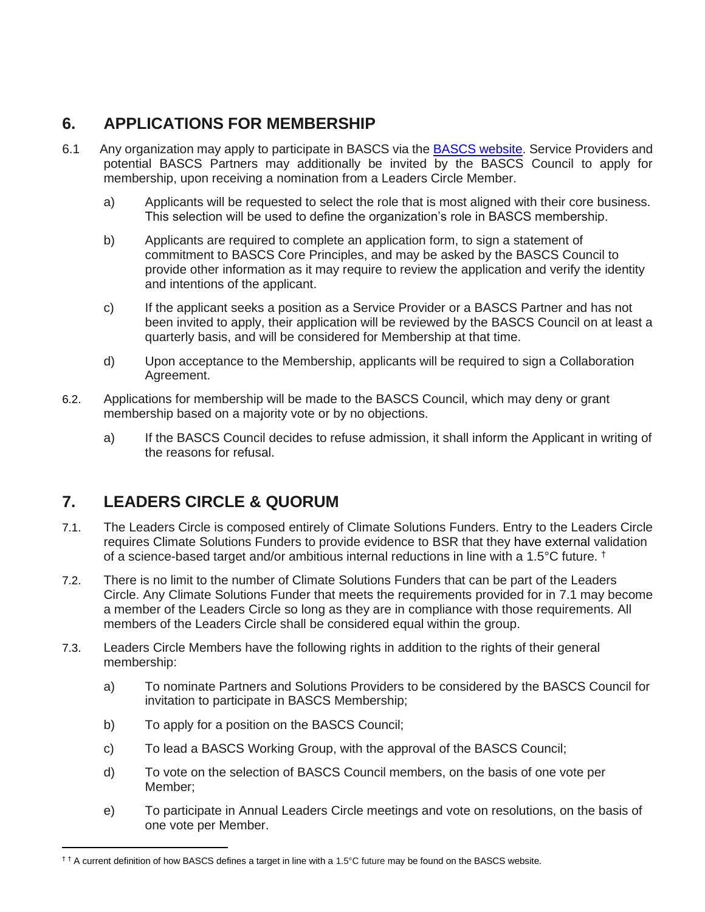## 6. APPLICATIONS FOR MEMBERSHIP

6.1 Any organization may apply to participate in BASCS via the [BASCS website](). Service Providers and potential BASCS Partners may additionally be invited by the BASCS Council to apply for membership, upon receiving a nomination from a Leaders Circle Member.

a) Applicants will be requested to select the role that is most aligned with their core business. This selection will be used to define the organization's role in BASCS membership.

b) Applicants are required to complete an application form, to sign a statement of commitment to BASCS Core Principles, and may be asked by the BASCS Council to provide other information as it may require to review the application and verify the identity and intentions of the applicant.

c) If the applicant seeks a position as a Service Provider or a BASCS Partner and has not been invited to apply, their application will be reviewed by the BASCS Council on at least a quarterly basis, and will be considered for Membership at that time.

d) Upon acceptance to the Membership, applicants will be required to sign a Collaboration Agreement.

6.2. Applications for membership will be made to the BASCS Council, which may deny or grant membership based on a majority vote or by no objections.

a) If the BASCS Council decides to refuse admission, it shall inform the Applicant in writing of the reasons for refusal.

## 7. LEADERS CIRCLE & QUORUM

7.1. The Leaders Circle is composed entirely of Climate Solutions Funders. Entry to the Leaders Circle requires Climate Solutions Funders to provide evidence to BSR that they have external validation of a science-based target and/or ambitious internal reductions in line with a 1.5°C future. †

7.2. There is no limit to the number of Climate Solutions Funders that can be part of the Leaders Circle. Any Climate Solutions Funder that meets the requirements provided for in 7.1 may become a member of the Leaders Circle so long as they are in compliance with those requirements. All members of the Leaders Circle shall be considered equal within the group.

7.3. Leaders Circle Members have the following rights in addition to the rights of their general membership:

a) To nominate Partners and Solutions Providers to be considered by the BASCS Council for invitation to participate in BASCS Membership;

b) To apply for a position on the BASCS Council;

c) To lead a BASCS Working Group, with the approval of the BASCS Council;

d) To vote on the selection of BASCS Council members, on the basis of one vote per Member;

e) To participate in Annual Leaders Circle meetings and vote on resolutions, on the basis of one vote per Member.

† † A current definition of how BASCS defines a target in line with a 1.5°C future may be found on the BASCS website.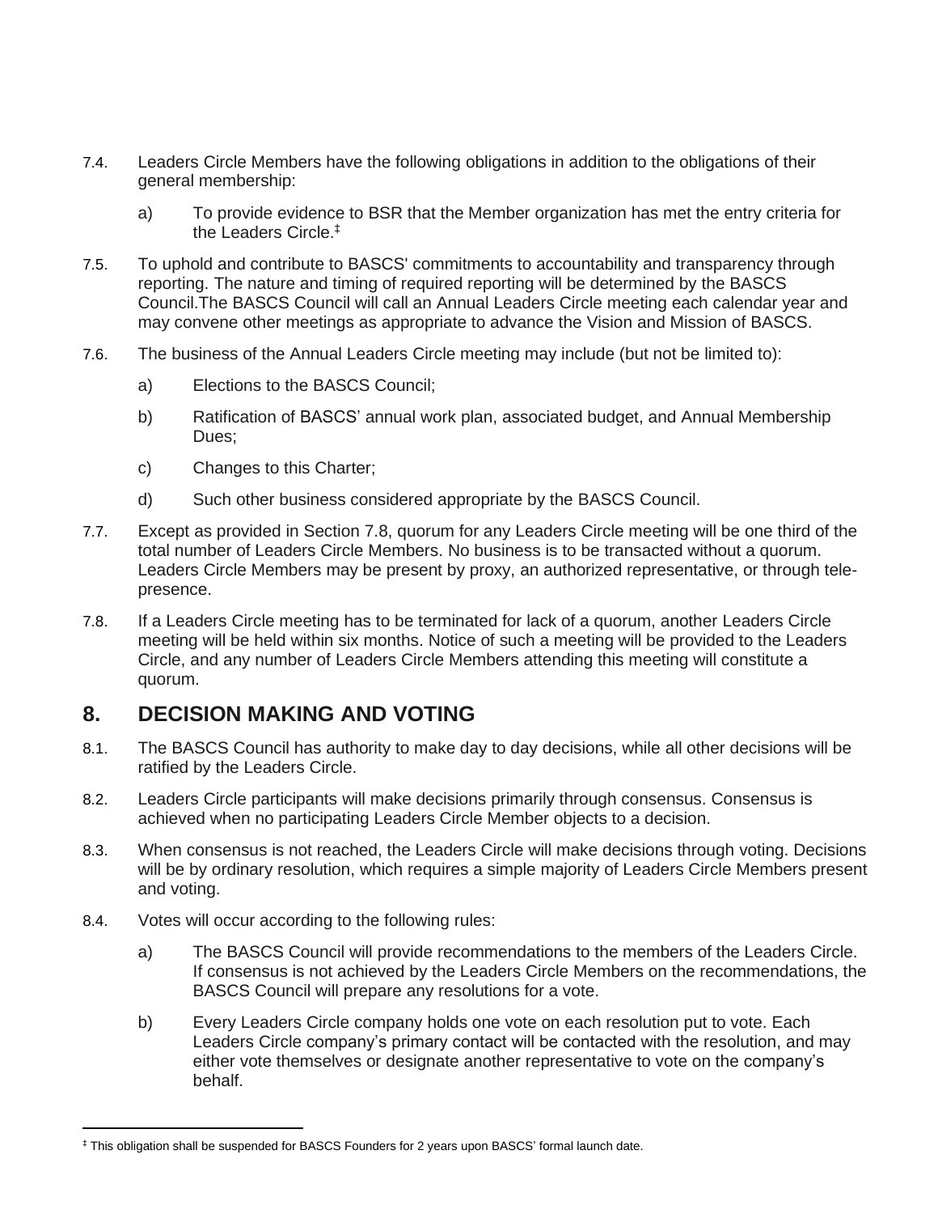7.4. Leaders Circle Members have the following obligations in addition to the obligations of their general membership:

   a) To provide evidence to BSR that the Member organization has met the entry criteria for the Leaders Circle.[‡]

7.5. To uphold and contribute to BASCS' commitments to accountability and transparency through reporting. The nature and timing of required reporting will be determined by the BASCS Council.The BASCS Council will call an Annual Leaders Circle meeting each calendar year and may convene other meetings as appropriate to advance the Vision and Mission of BASCS.

7.6. The business of the Annual Leaders Circle meeting may include (but not be limited to):

   a) Elections to the BASCS Council;

   b) Ratification of BASCS' annual work plan, associated budget, and Annual Membership Dues;

   c) Changes to this Charter;

   d) Such other business considered appropriate by the BASCS Council.

7.7. Except as provided in Section 7.8, quorum for any Leaders Circle meeting will be one third of the total number of Leaders Circle Members. No business is to be transacted without a quorum. Leaders Circle Members may be present by proxy, an authorized representative, or through tele-presence.

7.8. If a Leaders Circle meeting has to be terminated for lack of a quorum, another Leaders Circle meeting will be held within six months. Notice of such a meeting will be provided to the Leaders Circle, and any number of Leaders Circle Members attending this meeting will constitute a quorum.

## 8. DECISION MAKING AND VOTING

8.1. The BASCS Council has authority to make day to day decisions, while all other decisions will be ratified by the Leaders Circle.

8.2. Leaders Circle participants will make decisions primarily through consensus. Consensus is achieved when no participating Leaders Circle Member objects to a decision.

8.3. When consensus is not reached, the Leaders Circle will make decisions through voting. Decisions will be by ordinary resolution, which requires a simple majority of Leaders Circle Members present and voting.

8.4. Votes will occur according to the following rules:

   a) The BASCS Council will provide recommendations to the members of the Leaders Circle. If consensus is not achieved by the Leaders Circle Members on the recommendations, the BASCS Council will prepare any resolutions for a vote.

   b) Every Leaders Circle company holds one vote on each resolution put to vote. Each Leaders Circle company's primary contact will be contacted with the resolution, and may either vote themselves or designate another representative to vote on the company's behalf.

---

[‡] This obligation shall be suspended for BASCS Founders for 2 years upon BASCS' formal launch date.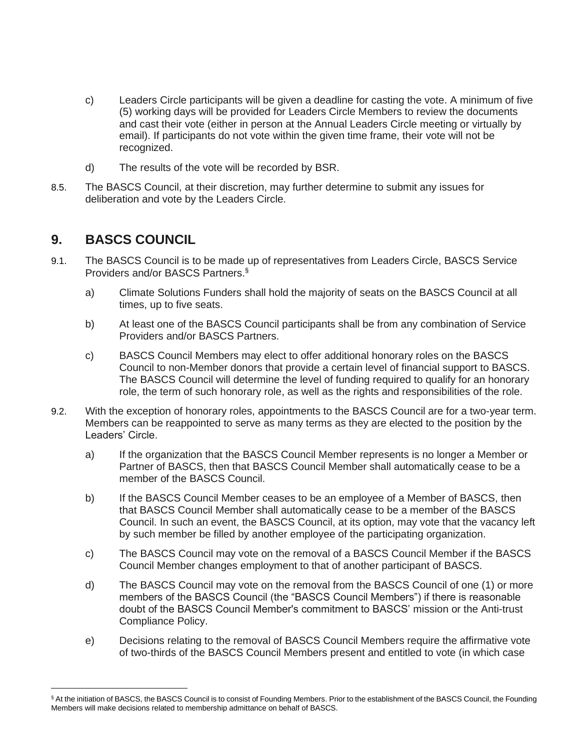c) Leaders Circle participants will be given a deadline for casting the vote. A minimum of five (5) working days will be provided for Leaders Circle Members to review the documents and cast their vote (either in person at the Annual Leaders Circle meeting or virtually by email). If participants do not vote within the given time frame, their vote will not be recognized.

d) The results of the vote will be recorded by BSR.

8.5. The BASCS Council, at their discretion, may further determine to submit any issues for deliberation and vote by the Leaders Circle.

## 9. BASCS COUNCIL

9.1. The BASCS Council is to be made up of representatives from Leaders Circle, BASCS Service Providers and/or BASCS Partners.[§]

a) Climate Solutions Funders shall hold the majority of seats on the BASCS Council at all times, up to five seats.

b) At least one of the BASCS Council participants shall be from any combination of Service Providers and/or BASCS Partners.

c) BASCS Council Members may elect to offer additional honorary roles on the BASCS Council to non-Member donors that provide a certain level of financial support to BASCS. The BASCS Council will determine the level of funding required to qualify for an honorary role, the term of such honorary role, as well as the rights and responsibilities of the role.

9.2. With the exception of honorary roles, appointments to the BASCS Council are for a two-year term. Members can be reappointed to serve as many terms as they are elected to the position by the Leaders' Circle.

a) If the organization that the BASCS Council Member represents is no longer a Member or Partner of BASCS, then that BASCS Council Member shall automatically cease to be a member of the BASCS Council.

b) If the BASCS Council Member ceases to be an employee of a Member of BASCS, then that BASCS Council Member shall automatically cease to be a member of the BASCS Council. In such an event, the BASCS Council, at its option, may vote that the vacancy left by such member be filled by another employee of the participating organization.

c) The BASCS Council may vote on the removal of a BASCS Council Member if the BASCS Council Member changes employment to that of another participant of BASCS.

d) The BASCS Council may vote on the removal from the BASCS Council of one (1) or more members of the BASCS Council (the "BASCS Council Members") if there is reasonable doubt of the BASCS Council Member's commitment to BASCS' mission or the Anti-trust Compliance Policy.

e) Decisions relating to the removal of BASCS Council Members require the affirmative vote of two-thirds of the BASCS Council Members present and entitled to vote (in which case

[§] At the initiation of BASCS, the BASCS Council is to consist of Founding Members. Prior to the establishment of the BASCS Council, the Founding Members will make decisions related to membership admittance on behalf of BASCS.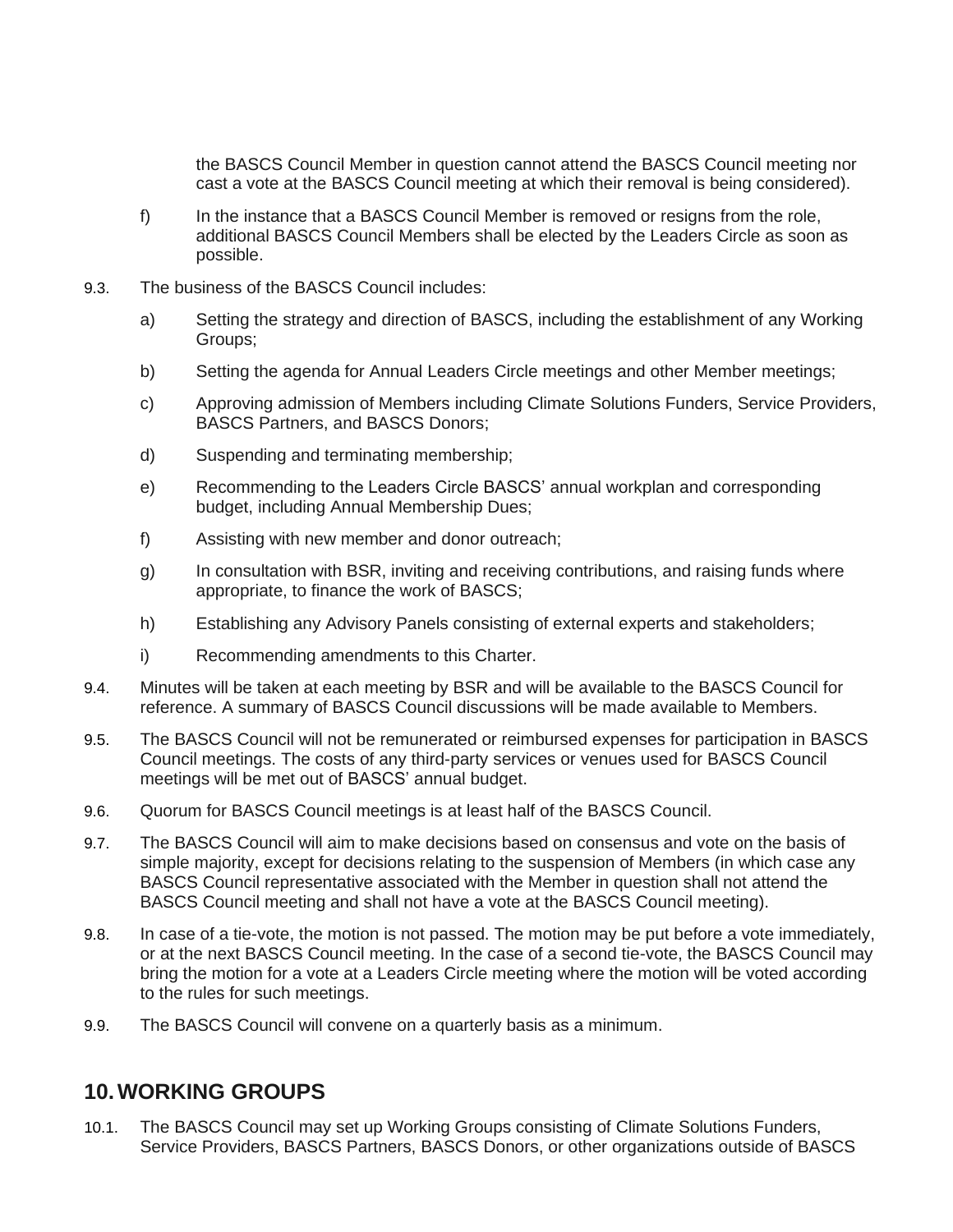the BASCS Council Member in question cannot attend the BASCS Council meeting nor cast a vote at the BASCS Council meeting at which their removal is being considered).

f) In the instance that a BASCS Council Member is removed or resigns from the role, additional BASCS Council Members shall be elected by the Leaders Circle as soon as possible.

9.3. The business of the BASCS Council includes:

a) Setting the strategy and direction of BASCS, including the establishment of any Working Groups;

b) Setting the agenda for Annual Leaders Circle meetings and other Member meetings;

c) Approving admission of Members including Climate Solutions Funders, Service Providers, BASCS Partners, and BASCS Donors;

d) Suspending and terminating membership;

e) Recommending to the Leaders Circle BASCS' annual workplan and corresponding budget, including Annual Membership Dues;

f) Assisting with new member and donor outreach;

g) In consultation with BSR, inviting and receiving contributions, and raising funds where appropriate, to finance the work of BASCS;

h) Establishing any Advisory Panels consisting of external experts and stakeholders;

i) Recommending amendments to this Charter.

9.4. Minutes will be taken at each meeting by BSR and will be available to the BASCS Council for reference. A summary of BASCS Council discussions will be made available to Members.

9.5. The BASCS Council will not be remunerated or reimbursed expenses for participation in BASCS Council meetings. The costs of any third-party services or venues used for BASCS Council meetings will be met out of BASCS' annual budget.

9.6. Quorum for BASCS Council meetings is at least half of the BASCS Council.

9.7. The BASCS Council will aim to make decisions based on consensus and vote on the basis of simple majority, except for decisions relating to the suspension of Members (in which case any BASCS Council representative associated with the Member in question shall not attend the BASCS Council meeting and shall not have a vote at the BASCS Council meeting).

9.8. In case of a tie-vote, the motion is not passed. The motion may be put before a vote immediately, or at the next BASCS Council meeting. In the case of a second tie-vote, the BASCS Council may bring the motion for a vote at a Leaders Circle meeting where the motion will be voted according to the rules for such meetings.

9.9. The BASCS Council will convene on a quarterly basis as a minimum.

## 10. WORKING GROUPS

10.1. The BASCS Council may set up Working Groups consisting of Climate Solutions Funders, Service Providers, BASCS Partners, BASCS Donors, or other organizations outside of BASCS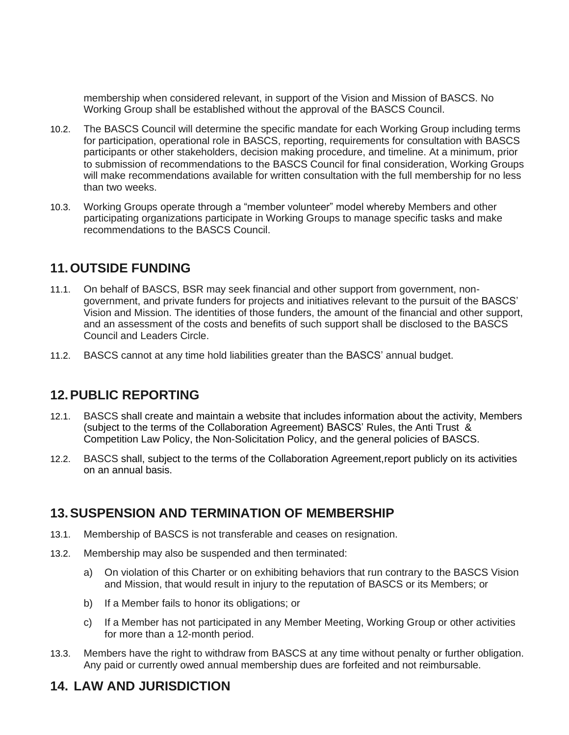membership when considered relevant, in support of the Vision and Mission of BASCS. No Working Group shall be established without the approval of the BASCS Council.

10.2. The BASCS Council will determine the specific mandate for each Working Group including terms for participation, operational role in BASCS, reporting, requirements for consultation with BASCS participants or other stakeholders, decision making procedure, and timeline. At a minimum, prior to submission of recommendations to the BASCS Council for final consideration, Working Groups will make recommendations available for written consultation with the full membership for no less than two weeks.

10.3. Working Groups operate through a "member volunteer" model whereby Members and other participating organizations participate in Working Groups to manage specific tasks and make recommendations to the BASCS Council.

## 11. OUTSIDE FUNDING

11.1. On behalf of BASCS, BSR may seek financial and other support from government, non-government, and private funders for projects and initiatives relevant to the pursuit of the BASCS' Vision and Mission. The identities of those funders, the amount of the financial and other support, and an assessment of the costs and benefits of such support shall be disclosed to the BASCS Council and Leaders Circle.

11.2. BASCS cannot at any time hold liabilities greater than the BASCS' annual budget.

## 12. PUBLIC REPORTING

12.1. BASCS shall create and maintain a website that includes information about the activity, Members (subject to the terms of the Collaboration Agreement) BASCS' Rules, the Anti Trust & Competition Law Policy, the Non-Solicitation Policy, and the general policies of BASCS.

12.2. BASCS shall, subject to the terms of the Collaboration Agreement,report publicly on its activities on an annual basis.

## 13. SUSPENSION AND TERMINATION OF MEMBERSHIP

13.1. Membership of BASCS is not transferable and ceases on resignation.

13.2. Membership may also be suspended and then terminated:

a) On violation of this Charter or on exhibiting behaviors that run contrary to the BASCS Vision and Mission, that would result in injury to the reputation of BASCS or its Members; or

b) If a Member fails to honor its obligations; or

c) If a Member has not participated in any Member Meeting, Working Group or other activities for more than a 12-month period.

13.3. Members have the right to withdraw from BASCS at any time without penalty or further obligation. Any paid or currently owed annual membership dues are forfeited and not reimbursable.

## 14. LAW AND JURISDICTION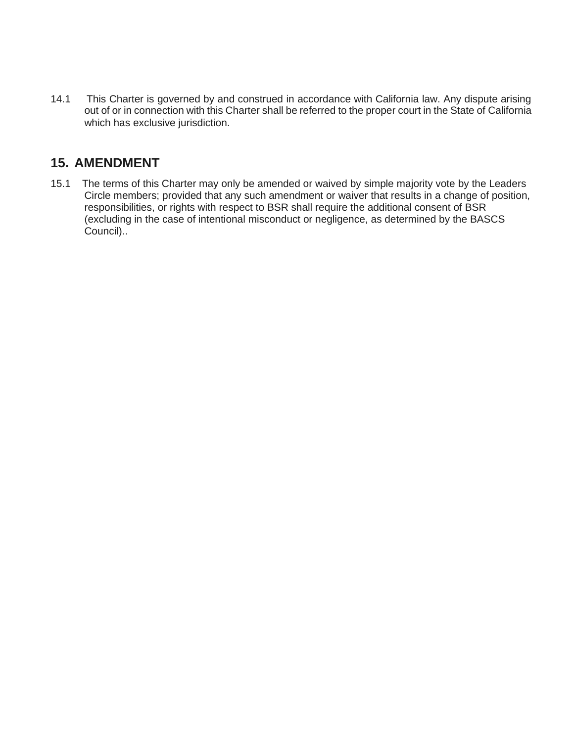14.1 This Charter is governed by and construed in accordance with California law. Any dispute arising out of or in connection with this Charter shall be referred to the proper court in the State of California which has exclusive jurisdiction.

## 15. AMENDMENT

15.1 The terms of this Charter may only be amended or waived by simple majority vote by the Leaders Circle members; provided that any such amendment or waiver that results in a change of position, responsibilities, or rights with respect to BSR shall require the additional consent of BSR (excluding in the case of intentional misconduct or negligence, as determined by the BASCS Council)..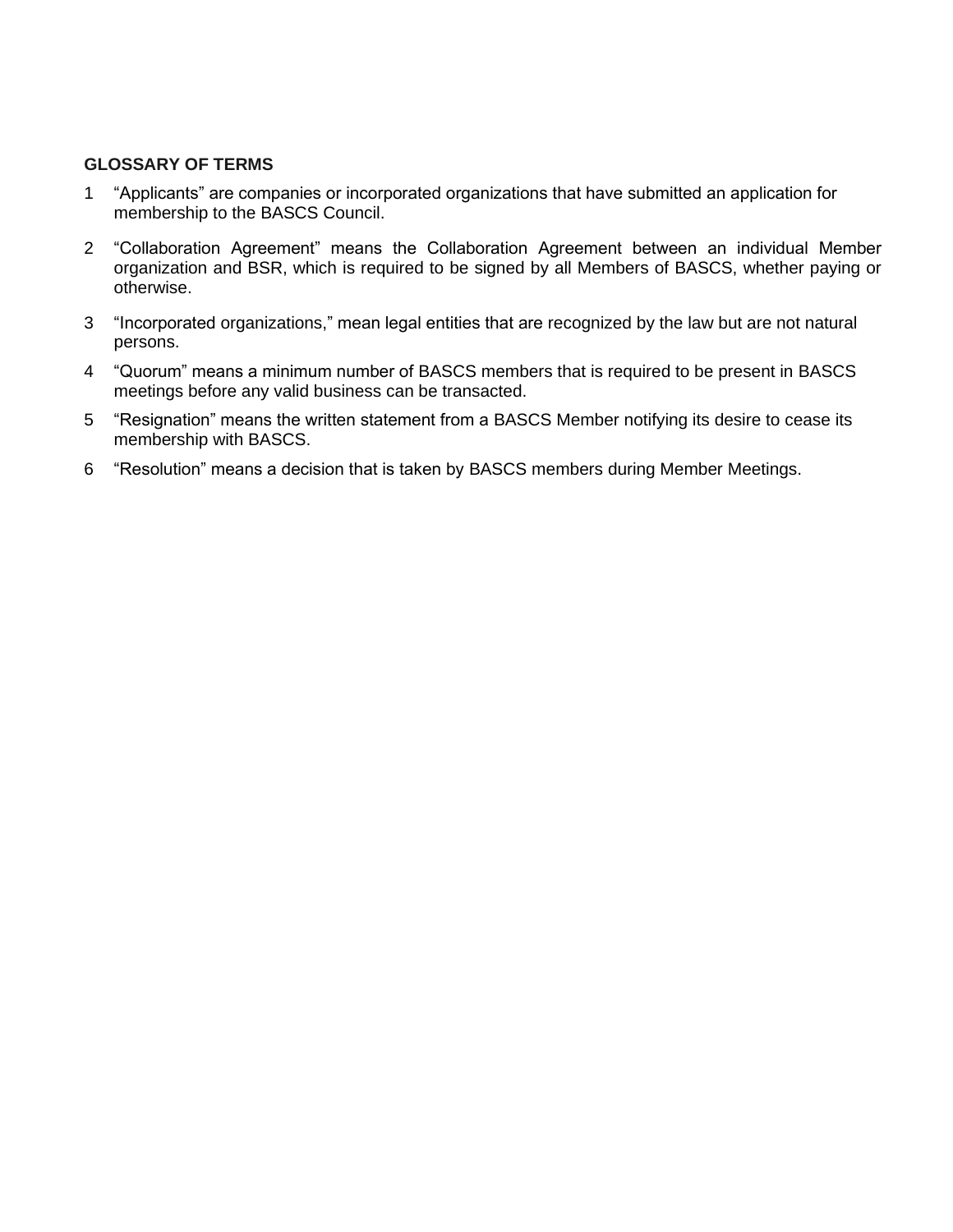## GLOSSARY OF TERMS

1. "Applicants" are companies or incorporated organizations that have submitted an application for membership to the BASCS Council.
2. "Collaboration Agreement" means the Collaboration Agreement between an individual Member organization and BSR, which is required to be signed by all Members of BASCS, whether paying or otherwise.
3. "Incorporated organizations," mean legal entities that are recognized by the law but are not natural persons.
4. "Quorum" means a minimum number of BASCS members that is required to be present in BASCS meetings before any valid business can be transacted.
5. "Resignation" means the written statement from a BASCS Member notifying its desire to cease its membership with BASCS.
6. "Resolution" means a decision that is taken by BASCS members during Member Meetings.